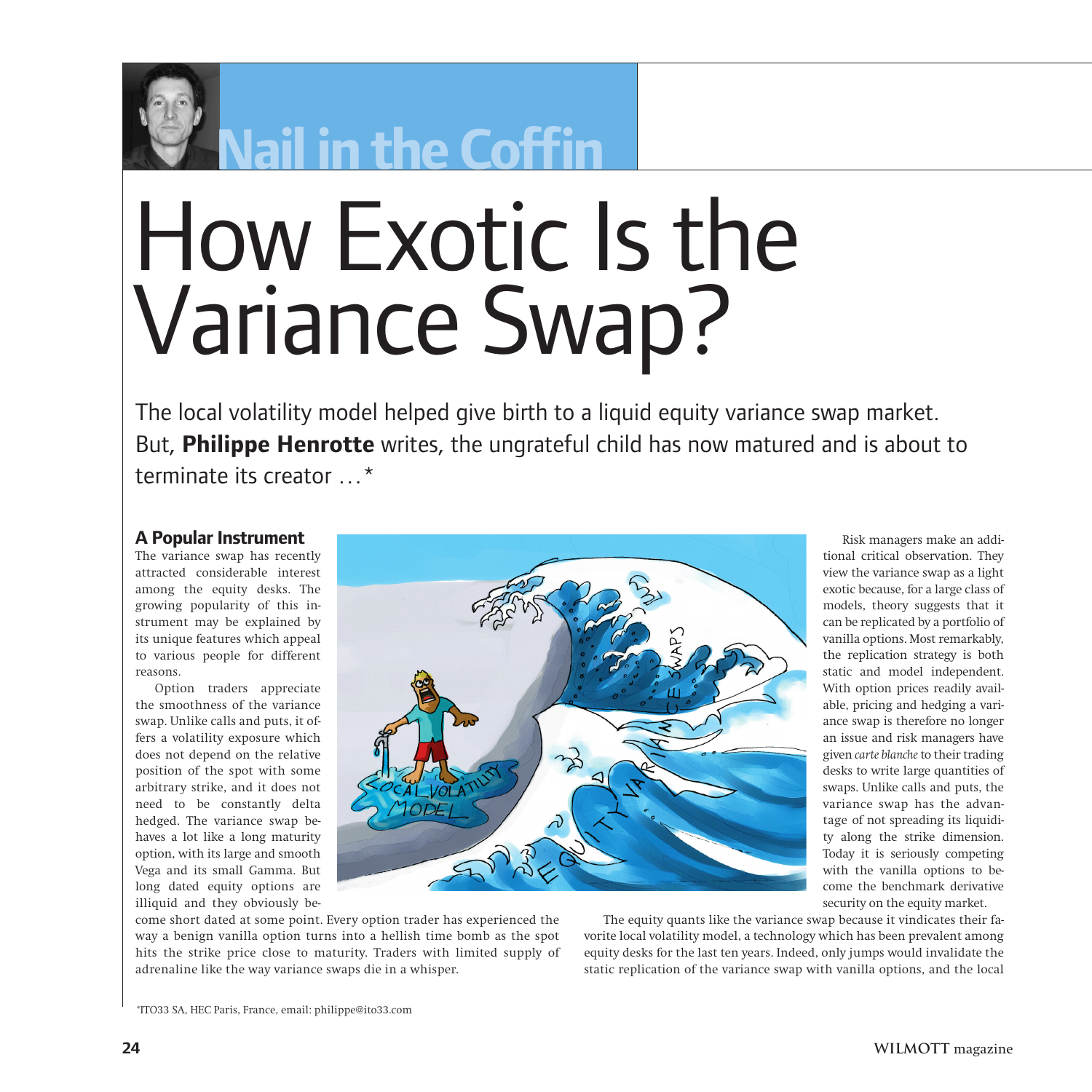Nail in the Coffin

# How Exotic Is the Variance Swap?

The local volatility model helped give birth to a liquid equity variance swap market. But, **Philippe Henrotte** writes, the ungrateful child has now matured and is about to terminate its creator ...*

## A Popular Instrument

The variance swap has recently attracted considerable interest among the equity desks. The growing popularity of this instrument may be explained by its unique features which appeal to various people for different reasons.

Option traders appreciate the smoothness of the variance swap. Unlike calls and puts, it offers a volatility exposure which does not depend on the relative position of the spot with some arbitrary strike, and it does not need to be constantly delta hedged. The variance swap behaves a lot like a long maturity option, with its large and smooth Vega and its small Gamma. But long dated equity options are illiquid and they obviously become short dated at some point. Every option trader has experienced the way a benign vanilla option turns into a hellish time bomb as the spot hits the strike price close to maturity. Traders with limited supply of adrenaline like the way variance swaps die in a whisper.

Risk managers make an additional critical observation. They view the variance swap as a light exotic because, for a large class of models, theory suggests that it can be replicated by a portfolio of vanilla options. Most remarkably, the replication strategy is both static and model independent. With option prices readily available, pricing and hedging a variance swap is therefore no longer an issue and risk managers have given *carte blanche* to their trading desks to write large quantities of swaps. Unlike calls and puts, the variance swap has the advantage of not spreading its liquidity along the strike dimension. Today it is seriously competing with the vanilla options to become the benchmark derivative security on the equity market.

The equity quants like the variance swap because it vindicates their favorite local volatility model, a technology which has been prevalent among equity desks for the last ten years. Indeed, only jumps would invalidate the static replication of the variance swap with vanilla options, and the local

*ITO33 SA, HEC Paris, France, email: philippe@ito33.com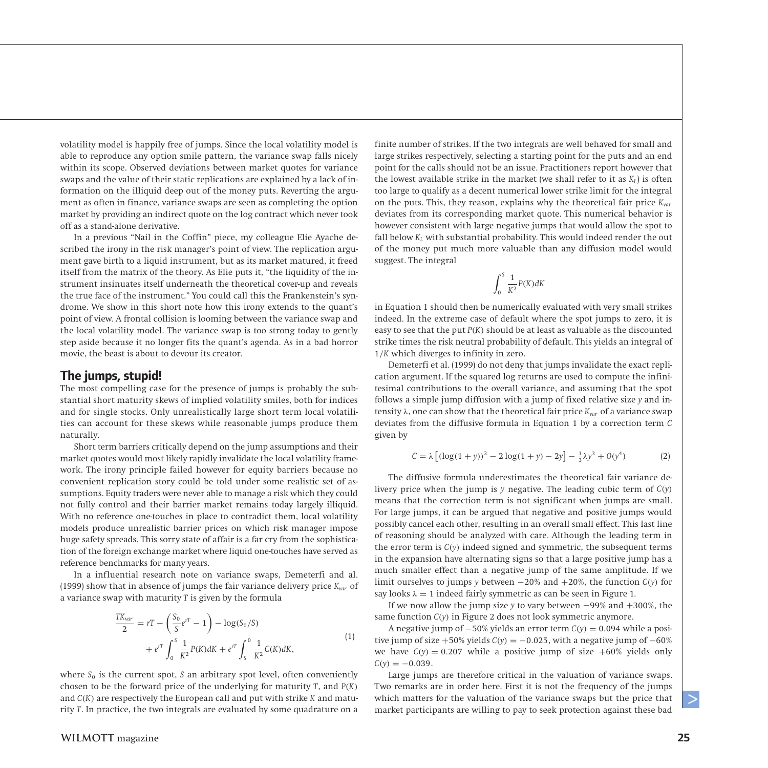volatility model is happily free of jumps. Since the local volatility model is able to reproduce any option smile pattern, the variance swap falls nicely within its scope. Observed deviations between market quotes for variance swaps and the value of their static replications are explained by a lack of information on the illiquid deep out of the money puts. Reverting the argument as often in finance, variance swaps are seen as completing the option market by providing an indirect quote on the log contract which never took off as a stand-alone derivative.

In a previous "Nail in the Coffin" piece, my colleague Elie Ayache described the irony in the risk manager's point of view. The replication argument gave birth to a liquid instrument, but as its market matured, it freed itself from the matrix of the theory. As Elie puts it, "the liquidity of the instrument insinuates itself underneath the theoretical cover-up and reveals the true face of the instrument." You could call this the Frankenstein's syndrome. We show in this short note how this irony extends to the quant's point of view. A frontal collision is looming between the variance swap and the local volatility model. The variance swap is too strong today to gently step aside because it no longer fits the quant's agenda. As in a bad horror movie, the beast is about to devour its creator.

## The jumps, stupid!

The most compelling case for the presence of jumps is probably the substantial short maturity skews of implied volatility smiles, both for indices and for single stocks. Only unrealistically large short term local volatilities can account for these skews while reasonable jumps produce them naturally.

Short term barriers critically depend on the jump assumptions and their market quotes would most likely rapidly invalidate the local volatility framework. The irony principle failed however for equity barriers because no convenient replication story could be told under some realistic set of assumptions. Equity traders were never able to manage a risk which they could not fully control and their barrier market remains today largely illiquid. With no reference one-touches in place to contradict them, local volatility models produce unrealistic barrier prices on which risk manager impose huge safety spreads. This sorry state of affair is a far cry from the sophistication of the foreign exchange market where liquid one-touches have served as reference benchmarks for many years.

In a influential research note on variance swaps, Demeterfi and al. (1999) show that in absence of jumps the fair variance delivery price $K_{var}$ of a variance swap with maturity $T$ is given by the formula

$$\frac{TK_{var}}{2} = rT - \left(\frac{S_0}{S}e^{rT} - 1\right) - \log(S_0/S) + e^{rT}\int_0^S \frac{1}{K^2}P(K)dK + e^{rT}\int_S^0 \frac{1}{K^2}C(K)dK, \tag{1}$$

where $S_0$ is the current spot, $S$ an arbitrary spot level, often conveniently chosen to be the forward price of the underlying for maturity $T$, and $P(K)$ and $C(K)$ are respectively the European call and put with strike $K$ and maturity $T$. In practice, the two integrals are evaluated by some quadrature on a finite number of strikes. If the two integrals are well behaved for small and large strikes respectively, selecting a starting point for the puts and an end point for the calls should not be an issue. Practitioners report however that the lowest available strike in the market (we shall refer to it as $K_L$) is often too large to qualify as a decent numerical lower strike limit for the integral on the puts. This, they reason, explains why the theoretical fair price $K_{var}$ deviates from its corresponding market quote. This numerical behavior is however consistent with large negative jumps that would allow the spot to fall below $K_L$ with substantial probability. This would indeed render the out of the money put much more valuable than any diffusion model would suggest. The integral

$$\int_0^S \frac{1}{K^2}P(K)dK$$

in Equation 1 should then be numerically evaluated with very small strikes indeed. In the extreme case of default where the spot jumps to zero, it is easy to see that the put $P(K)$ should be at least as valuable as the discounted strike times the risk neutral probability of default. This yields an integral of $1/K$ which diverges to infinity in zero.

Demeterfi et al. (1999) do not deny that jumps invalidate the exact replication argument. If the squared log returns are used to compute the infinitesimal contributions to the overall variance, and assuming that the spot follows a simple jump diffusion with a jump of fixed relative size $y$ and intensity $\lambda$, one can show that the theoretical fair price $K_{var}$ of a variance swap deviates from the diffusive formula in Equation 1 by a correction term $C$ given by

$$C = \lambda\left[(\log(1+y))^2 - 2\log(1+y) - 2y\right] - \tfrac{1}{3}\lambda y^3 + O(y^4) \tag{2}$$

The diffusive formula underestimates the theoretical fair variance delivery price when the jump is $y$ negative. The leading cubic term of $C(y)$ means that the correction term is not significant when jumps are small. For large jumps, it can be argued that negative and positive jumps would possibly cancel each other, resulting in an overall small effect. This last line of reasoning should be analyzed with care. Although the leading term in the error term is $C(y)$ indeed signed and symmetric, the subsequent terms in the expansion have alternating signs so that a large positive jump has a much smaller effect than a negative jump of the same amplitude. If we limit ourselves to jumps $y$ between $-20\%$ and $+20\%$, the function $C(y)$ for say looks $\lambda = 1$ indeed fairly symmetric as can be seen in Figure 1.

If we now allow the jump size $y$ to vary between $-99\%$ and $+300\%$, the same function $C(y)$ in Figure 2 does not look symmetric anymore.

A negative jump of $-50\%$ yields an error term $C(y) = 0.094$ while a positive jump of size $+50\%$ yields $C(y) = -0.025$, with a negative jump of $-60\%$ we have $C(y) = 0.207$ while a positive jump of size $+60\%$ yields only $C(y) = -0.039$.

Large jumps are therefore critical in the valuation of variance swaps. Two remarks are in order here. First it is not the frequency of the jumps which matters for the valuation of the variance swaps but the price that market participants are willing to pay to seek protection against these bad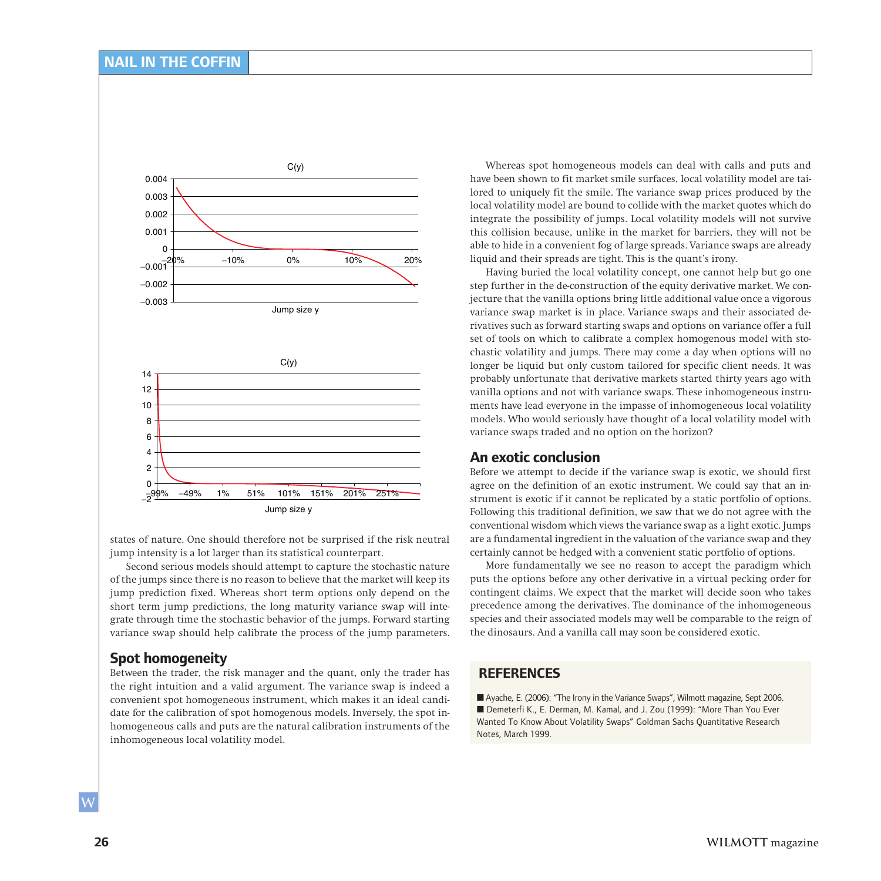C(y)

0.004
0.003
0.002
0.001
0
−0.001
−0.002
−0.003

−20%
−10%
0%
10%
20%

Jump size y

C(y)

14
12
10
8
6
4
2
0
−2

−99%
−49%
1%
51%
101%
151%
201%
251%

Jump size y

states of nature. One should therefore not be surprised if the risk neutral jump intensity is a lot larger than its statistical counterpart.

Second serious models should attempt to capture the stochastic nature of the jumps since there is no reason to believe that the market will keep its jump prediction fixed. Whereas short term options only depend on the short term jump predictions, the long maturity variance swap will integrate through time the stochastic behavior of the jumps. Forward starting variance swap should help calibrate the process of the jump parameters.

## Spot homogeneity

Between the trader, the risk manager and the quant, only the trader has the right intuition and a valid argument. The variance swap is indeed a convenient spot homogeneous instrument, which makes it an ideal candidate for the calibration of spot homogenous models. Inversely, the spot inhomogeneous calls and puts are the natural calibration instruments of the inhomogeneous local volatility model.

Whereas spot homogeneous models can deal with calls and puts and have been shown to fit market smile surfaces, local volatility model are tailored to uniquely fit the smile. The variance swap prices produced by the local volatility model are bound to collide with the market quotes which do integrate the possibility of jumps. Local volatility models will not survive this collision because, unlike in the market for barriers, they will not be able to hide in a convenient fog of large spreads. Variance swaps are already liquid and their spreads are tight. This is the quant's irony.

Having buried the local volatility concept, one cannot help but go one step further in the de-construction of the equity derivative market. We conjecture that the vanilla options bring little additional value once a vigorous variance swap market is in place. Variance swaps and their associated derivatives such as forward starting swaps and options on variance offer a full set of tools on which to calibrate a complex homogenous model with stochastic volatility and jumps. There may come a day when options will no longer be liquid but only custom tailored for specific client needs. It was probably unfortunate that derivative markets started thirty years ago with vanilla options and not with variance swaps. These inhomogeneous instruments have lead everyone in the impasse of inhomogeneous local volatility models. Who would seriously have thought of a local volatility model with variance swaps traded and no option on the horizon?

## An exotic conclusion

Before we attempt to decide if the variance swap is exotic, we should first agree on the definition of an exotic instrument. We could say that an instrument is exotic if it cannot be replicated by a static portfolio of options. Following this traditional definition, we saw that we do not agree with the conventional wisdom which views the variance swap as a light exotic. Jumps are a fundamental ingredient in the valuation of the variance swap and they certainly cannot be hedged with a convenient static portfolio of options.

More fundamentally we see no reason to accept the paradigm which puts the options before any other derivative in a virtual pecking order for contingent claims. We expect that the market will decide soon who takes precedence among the derivatives. The dominance of the inhomogeneous species and their associated models may well be comparable to the reign of the dinosaurs. And a vanilla call may soon be considered exotic.

## REFERENCES

- Ayache, E. (2006): "The Irony in the Variance Swaps", Wilmott magazine, Sept 2006.
- Demeterfi K., E. Derman, M. Kamal, and J. Zou (1999): "More Than You Ever Wanted To Know About Volatility Swaps" Goldman Sachs Quantitative Research Notes, March 1999.